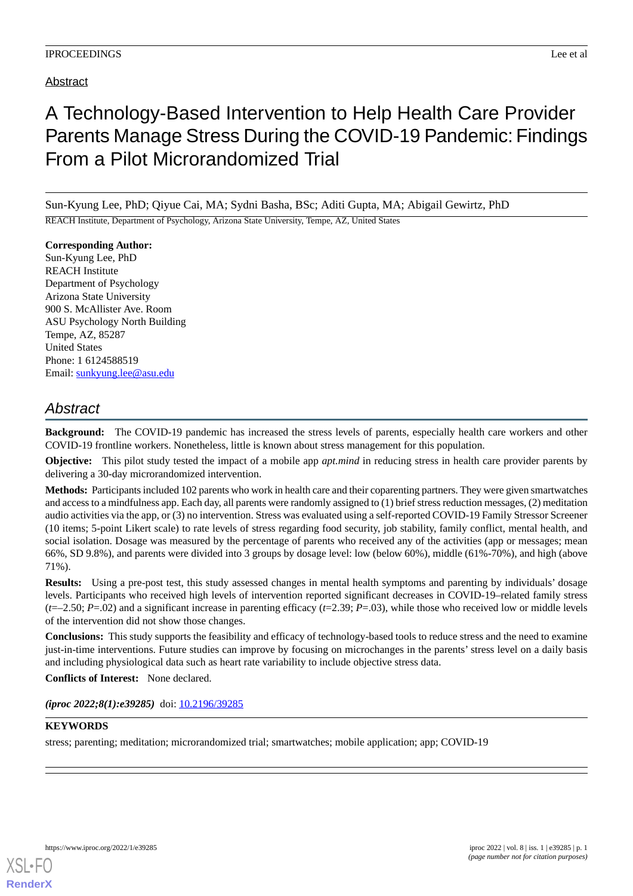Abstract

# A Technology-Based Intervention to Help Health Care Provider Parents Manage Stress During the COVID-19 Pandemic: Findings From a Pilot Microrandomized Trial

Sun-Kyung Lee, PhD; Qiyue Cai, MA; Sydni Basha, BSc; Aditi Gupta, MA; Abigail Gewirtz, PhD

REACH Institute, Department of Psychology, Arizona State University, Tempe, AZ, United States

**Corresponding Author:**
Sun-Kyung Lee, PhD
REACH Institute
Department of Psychology
Arizona State University
900 S. McAllister Ave. Room
ASU Psychology North Building
Tempe, AZ, 85287
United States
Phone: 1 6124588519
Email: sunkyung.lee@asu.edu

## *Abstract*

**Background:** The COVID-19 pandemic has increased the stress levels of parents, especially health care workers and other COVID-19 frontline workers. Nonetheless, little is known about stress management for this population.

**Objective:** This pilot study tested the impact of a mobile app *apt.mind* in reducing stress in health care provider parents by delivering a 30-day microrandomized intervention.

**Methods:** Participants included 102 parents who work in health care and their coparenting partners. They were given smartwatches and access to a mindfulness app. Each day, all parents were randomly assigned to (1) brief stress reduction messages, (2) meditation audio activities via the app, or (3) no intervention. Stress was evaluated using a self-reported COVID-19 Family Stressor Screener (10 items; 5-point Likert scale) to rate levels of stress regarding food security, job stability, family conflict, mental health, and social isolation. Dosage was measured by the percentage of parents who received any of the activities (app or messages; mean 66%, SD 9.8%), and parents were divided into 3 groups by dosage level: low (below 60%), middle (61%-70%), and high (above 71%).

**Results:** Using a pre-post test, this study assessed changes in mental health symptoms and parenting by individuals' dosage levels. Participants who received high levels of intervention reported significant decreases in COVID-19–related family stress ($t$=–2.50; $P$=.02) and a significant increase in parenting efficacy ($t$=2.39; $P$=.03), while those who received low or middle levels of the intervention did not show those changes.

**Conclusions:** This study supports the feasibility and efficacy of technology-based tools to reduce stress and the need to examine just-in-time interventions. Future studies can improve by focusing on microchanges in the parents' stress level on a daily basis and including physiological data such as heart rate variability to include objective stress data.

**Conflicts of Interest:** None declared.

*(iproc 2022;8(1):e39285)* doi: 10.2196/39285

**KEYWORDS**

stress; parenting; meditation; microrandomized trial; smartwatches; mobile application; app; COVID-19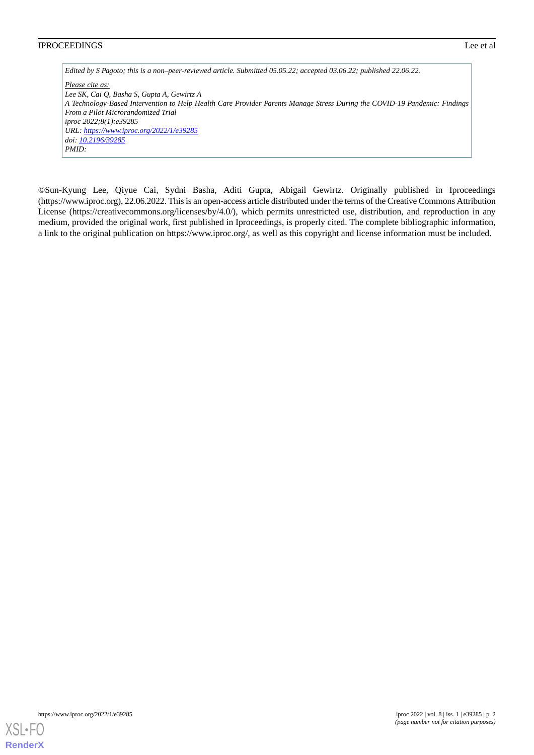*Edited by S Pagoto; this is a non–peer-reviewed article. Submitted 05.05.22; accepted 03.06.22; published 22.06.22.*

*Please cite as:*
*Lee SK, Cai Q, Basha S, Gupta A, Gewirtz A*
*A Technology-Based Intervention to Help Health Care Provider Parents Manage Stress During the COVID-19 Pandemic: Findings From a Pilot Microrandomized Trial*
*iproc 2022;8(1):e39285*
*URL: [https://www.iproc.org/2022/1/e39285](https://www.iproc.org/2022/1/e39285)*
*doi: [10.2196/39285](10.2196/39285)*
*PMID:*

©Sun-Kyung Lee, Qiyue Cai, Sydni Basha, Aditi Gupta, Abigail Gewirtz. Originally published in Iproceedings (https://www.iproc.org), 22.06.2022. This is an open-access article distributed under the terms of the Creative Commons Attribution License (https://creativecommons.org/licenses/by/4.0/), which permits unrestricted use, distribution, and reproduction in any medium, provided the original work, first published in Iproceedings, is properly cited. The complete bibliographic information, a link to the original publication on https://www.iproc.org/, as well as this copyright and license information must be included.